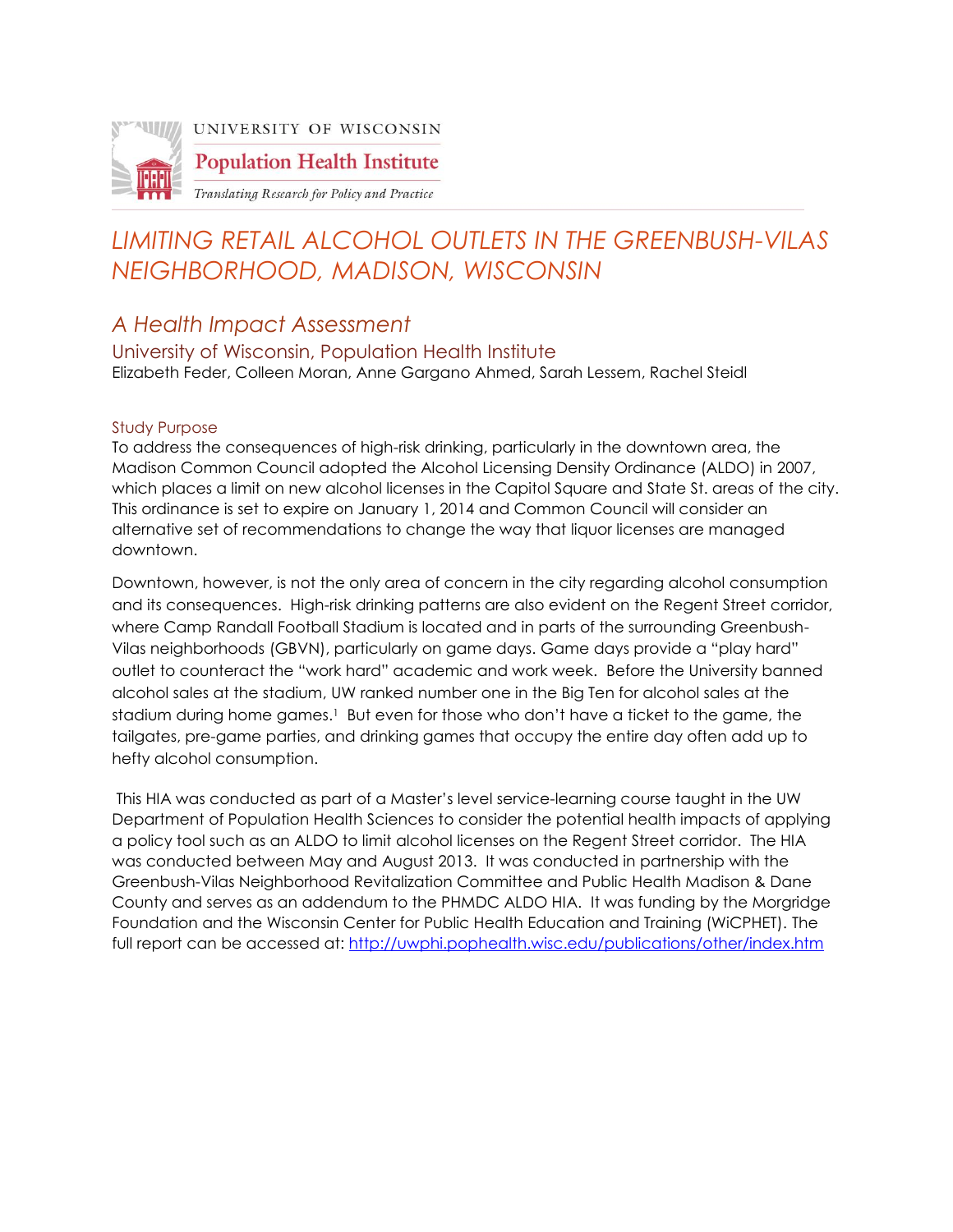UNIVERSITY OF WISCONSIN

Population Health Institute

*Translating Research for Policy and Practice*

# *LIMITING RETAIL ALCOHOL OUTLETS IN THE GREENBUSH-VILAS NEIGHBORHOOD, MADISON, WISCONSIN*

## *A Health Impact Assessment*

### University of Wisconsin, Population Health Institute

Elizabeth Feder, Colleen Moran, Anne Gargano Ahmed, Sarah Lessem, Rachel Steidl

#### Study Purpose

To address the consequences of high-risk drinking, particularly in the downtown area, the Madison Common Council adopted the Alcohol Licensing Density Ordinance (ALDO) in 2007, which places a limit on new alcohol licenses in the Capitol Square and State St. areas of the city. This ordinance is set to expire on January 1, 2014 and Common Council will consider an alternative set of recommendations to change the way that liquor licenses are managed downtown.

Downtown, however, is not the only area of concern in the city regarding alcohol consumption and its consequences. High-risk drinking patterns are also evident on the Regent Street corridor, where Camp Randall Football Stadium is located and in parts of the surrounding Greenbush-Vilas neighborhoods (GBVN), particularly on game days. Game days provide a "play hard" outlet to counteract the "work hard" academic and work week. Before the University banned alcohol sales at the stadium, UW ranked number one in the Big Ten for alcohol sales at the stadium during home games.[1] But even for those who don't have a ticket to the game, the tailgates, pre-game parties, and drinking games that occupy the entire day often add up to hefty alcohol consumption.

This HIA was conducted as part of a Master's level service-learning course taught in the UW Department of Population Health Sciences to consider the potential health impacts of applying a policy tool such as an ALDO to limit alcohol licenses on the Regent Street corridor. The HIA was conducted between May and August 2013. It was conducted in partnership with the Greenbush-Vilas Neighborhood Revitalization Committee and Public Health Madison & Dane County and serves as an addendum to the PHMDC ALDO HIA. It was funding by the Morgridge Foundation and the Wisconsin Center for Public Health Education and Training (WiCPHET). The full report can be accessed at: [http://uwphi.pophealth.wisc.edu/publications/other/index.htm](http://uwphi.pophealth.wisc.edu/publications/other/index.htm)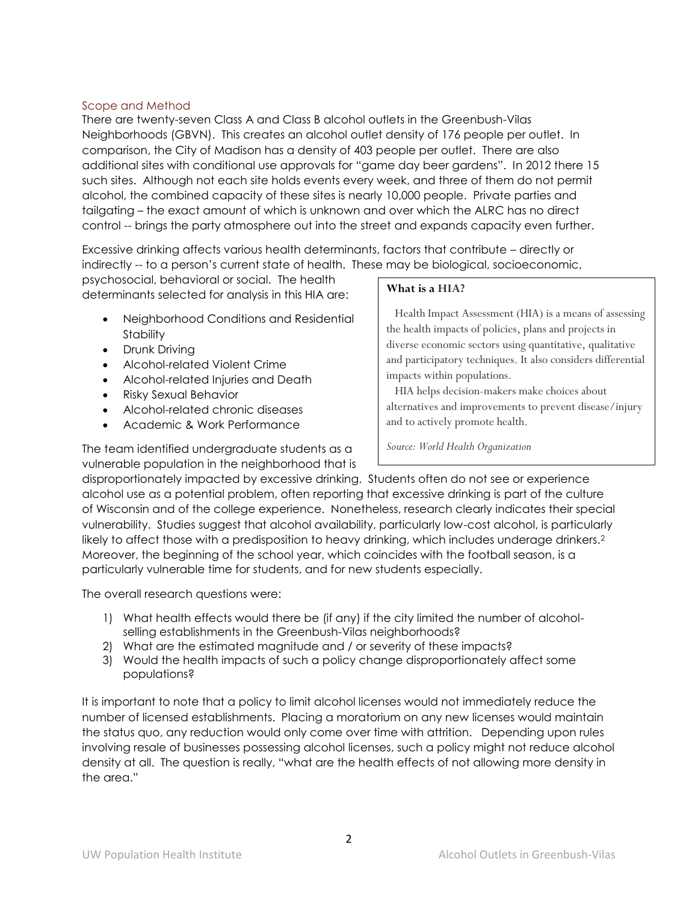## Scope and Method

There are twenty-seven Class A and Class B alcohol outlets in the Greenbush-Vilas Neighborhoods (GBVN). This creates an alcohol outlet density of 176 people per outlet. In comparison, the City of Madison has a density of 403 people per outlet. There are also additional sites with conditional use approvals for "game day beer gardens". In 2012 there 15 such sites. Although not each site holds events every week, and three of them do not permit alcohol, the combined capacity of these sites is nearly 10,000 people. Private parties and tailgating – the exact amount of which is unknown and over which the ALRC has no direct control -- brings the party atmosphere out into the street and expands capacity even further.

Excessive drinking affects various health determinants, factors that contribute – directly or indirectly -- to a person's current state of health. These may be biological, socioeconomic, psychosocial, behavioral or social. The health determinants selected for analysis in this HIA are:

- Neighborhood Conditions and Residential Stability
- Drunk Driving
- Alcohol-related Violent Crime
- Alcohol-related Injuries and Death
- Risky Sexual Behavior
- Alcohol-related chronic diseases
- Academic & Work Performance

> **What is a HIA?**
>
> Health Impact Assessment (HIA) is a means of assessing the health impacts of policies, plans and projects in diverse economic sectors using quantitative, qualitative and participatory techniques. It also considers differential impacts within populations.
>
> HIA helps decision-makers make choices about alternatives and improvements to prevent disease/injury and to actively promote health.
>
> *Source: World Health Organization*

The team identified undergraduate students as a vulnerable population in the neighborhood that is disproportionately impacted by excessive drinking. Students often do not see or experience alcohol use as a potential problem, often reporting that excessive drinking is part of the culture of Wisconsin and of the college experience. Nonetheless, research clearly indicates their special vulnerability. Studies suggest that alcohol availability, particularly low-cost alcohol, is particularly likely to affect those with a predisposition to heavy drinking, which includes underage drinkers.[2] Moreover, the beginning of the school year, which coincides with the football season, is a particularly vulnerable time for students, and for new students especially.

The overall research questions were:

1) What health effects would there be (if any) if the city limited the number of alcohol-selling establishments in the Greenbush-Vilas neighborhoods?
2) What are the estimated magnitude and / or severity of these impacts?
3) Would the health impacts of such a policy change disproportionately affect some populations?

It is important to note that a policy to limit alcohol licenses would not immediately reduce the number of licensed establishments. Placing a moratorium on any new licenses would maintain the status quo, any reduction would only come over time with attrition. Depending upon rules involving resale of businesses possessing alcohol licenses, such a policy might not reduce alcohol density at all. The question is really, "what are the health effects of not allowing more density in the area."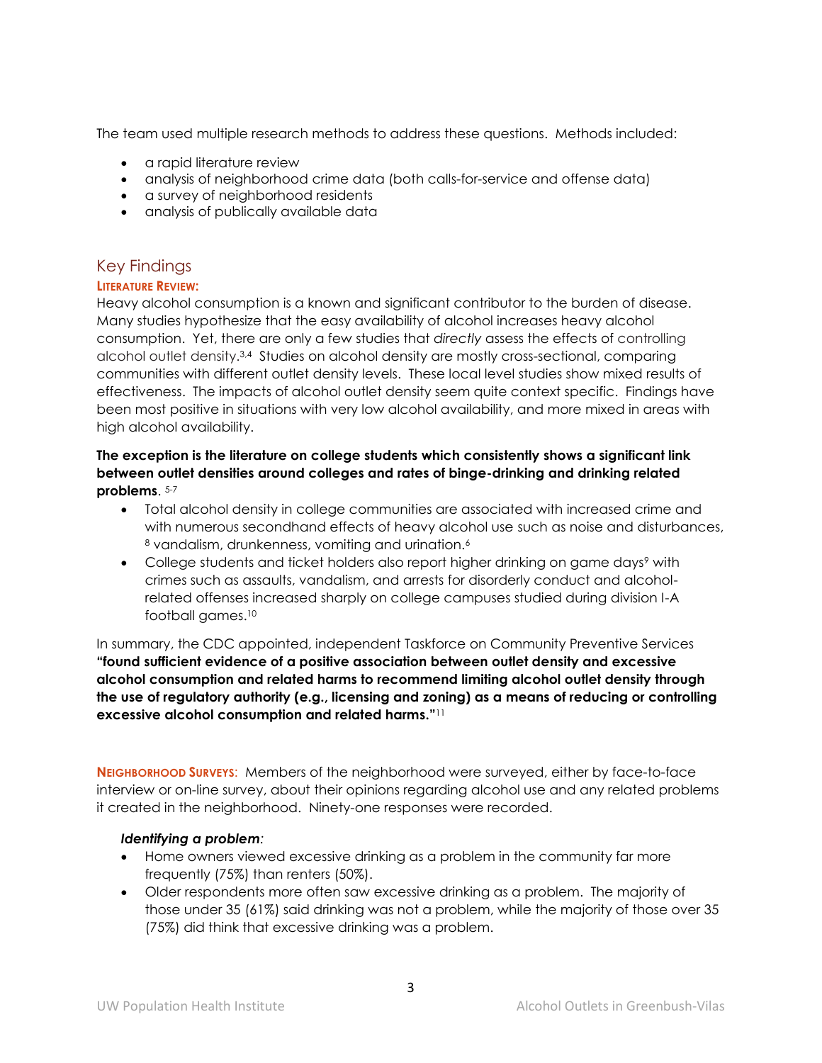The team used multiple research methods to address these questions. Methods included:

- a rapid literature review
- analysis of neighborhood crime data (both calls-for-service and offense data)
- a survey of neighborhood residents
- analysis of publically available data

## Key Findings

**LITERATURE REVIEW:**

Heavy alcohol consumption is a known and significant contributor to the burden of disease. Many studies hypothesize that the easy availability of alcohol increases heavy alcohol consumption. Yet, there are only a few studies that *directly* assess the effects of controlling alcohol outlet density.[3,4] Studies on alcohol density are mostly cross-sectional, comparing communities with different outlet density levels. These local level studies show mixed results of effectiveness. The impacts of alcohol outlet density seem quite context specific. Findings have been most positive in situations with very low alcohol availability, and more mixed in areas with high alcohol availability.

**The exception is the literature on college students which consistently shows a significant link between outlet densities around colleges and rates of binge-drinking and drinking related problems**. [5-7]

- Total alcohol density in college communities are associated with increased crime and with numerous secondhand effects of heavy alcohol use such as noise and disturbances, [8] vandalism, drunkenness, vomiting and urination.[6]
- College students and ticket holders also report higher drinking on game days[9] with crimes such as assaults, vandalism, and arrests for disorderly conduct and alcohol-related offenses increased sharply on college campuses studied during division I-A football games.[10]

In summary, the CDC appointed, independent Taskforce on Community Preventive Services **"found sufficient evidence of a positive association between outlet density and excessive alcohol consumption and related harms to recommend limiting alcohol outlet density through the use of regulatory authority (e.g., licensing and zoning) as a means of reducing or controlling excessive alcohol consumption and related harms."**[11]

**NEIGHBORHOOD SURVEYS**: Members of the neighborhood were surveyed, either by face-to-face interview or on-line survey, about their opinions regarding alcohol use and any related problems it created in the neighborhood. Ninety-one responses were recorded.

***Identifying a problem:***

- Home owners viewed excessive drinking as a problem in the community far more frequently (75%) than renters (50%).
- Older respondents more often saw excessive drinking as a problem. The majority of those under 35 (61%) said drinking was not a problem, while the majority of those over 35 (75%) did think that excessive drinking was a problem.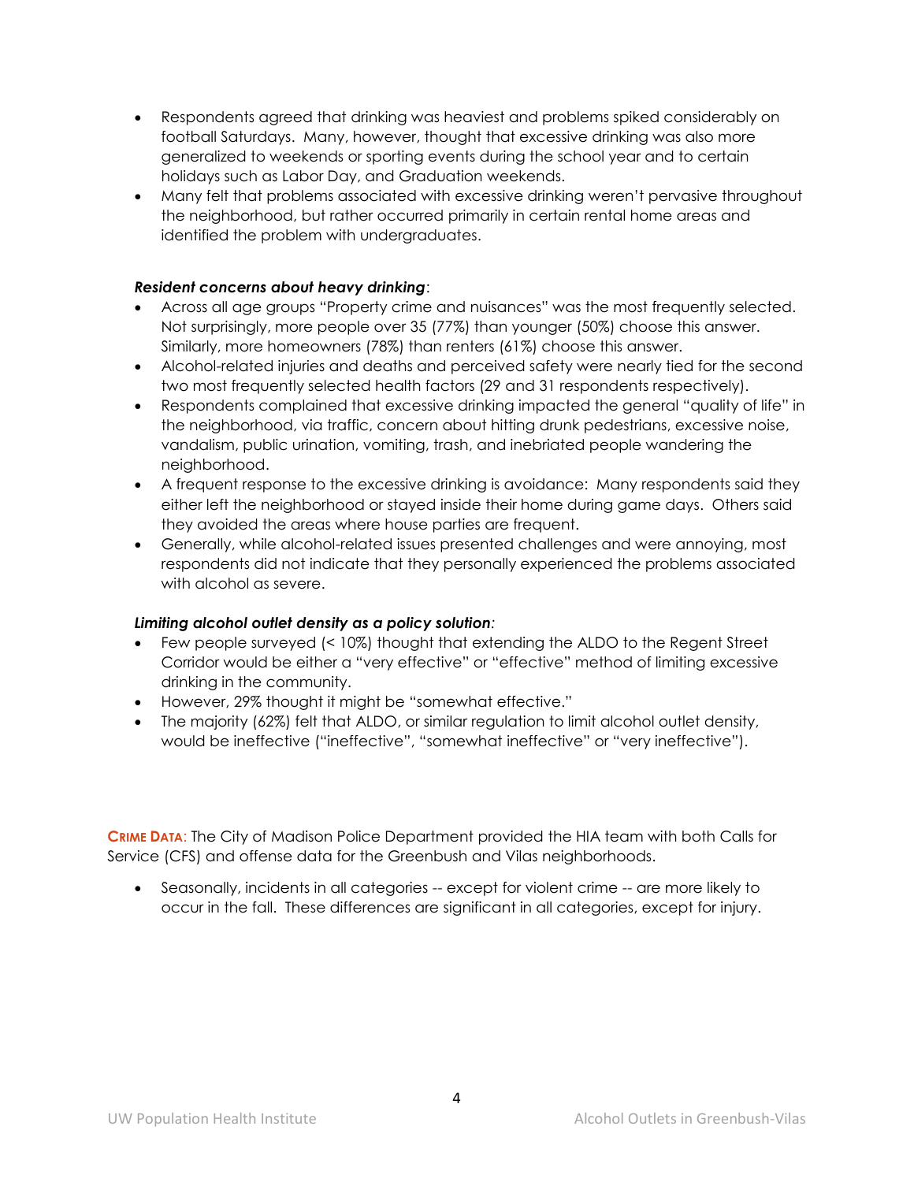- Respondents agreed that drinking was heaviest and problems spiked considerably on football Saturdays. Many, however, thought that excessive drinking was also more generalized to weekends or sporting events during the school year and to certain holidays such as Labor Day, and Graduation weekends.
- Many felt that problems associated with excessive drinking weren't pervasive throughout the neighborhood, but rather occurred primarily in certain rental home areas and identified the problem with undergraduates.

***Resident concerns about heavy drinking***:

- Across all age groups "Property crime and nuisances" was the most frequently selected. Not surprisingly, more people over 35 (77%) than younger (50%) choose this answer. Similarly, more homeowners (78%) than renters (61%) choose this answer.
- Alcohol-related injuries and deaths and perceived safety were nearly tied for the second two most frequently selected health factors (29 and 31 respondents respectively).
- Respondents complained that excessive drinking impacted the general "quality of life" in the neighborhood, via traffic, concern about hitting drunk pedestrians, excessive noise, vandalism, public urination, vomiting, trash, and inebriated people wandering the neighborhood.
- A frequent response to the excessive drinking is avoidance: Many respondents said they either left the neighborhood or stayed inside their home during game days. Others said they avoided the areas where house parties are frequent.
- Generally, while alcohol-related issues presented challenges and were annoying, most respondents did not indicate that they personally experienced the problems associated with alcohol as severe.

***Limiting alcohol outlet density as a policy solution****:*

- Few people surveyed (< 10%) thought that extending the ALDO to the Regent Street Corridor would be either a "very effective" or "effective" method of limiting excessive drinking in the community.
- However, 29% thought it might be "somewhat effective."
- The majority (62%) felt that ALDO, or similar regulation to limit alcohol outlet density, would be ineffective ("ineffective", "somewhat ineffective" or "very ineffective").

**CRIME DATA**: The City of Madison Police Department provided the HIA team with both Calls for Service (CFS) and offense data for the Greenbush and Vilas neighborhoods.

- Seasonally, incidents in all categories -- except for violent crime -- are more likely to occur in the fall. These differences are significant in all categories, except for injury.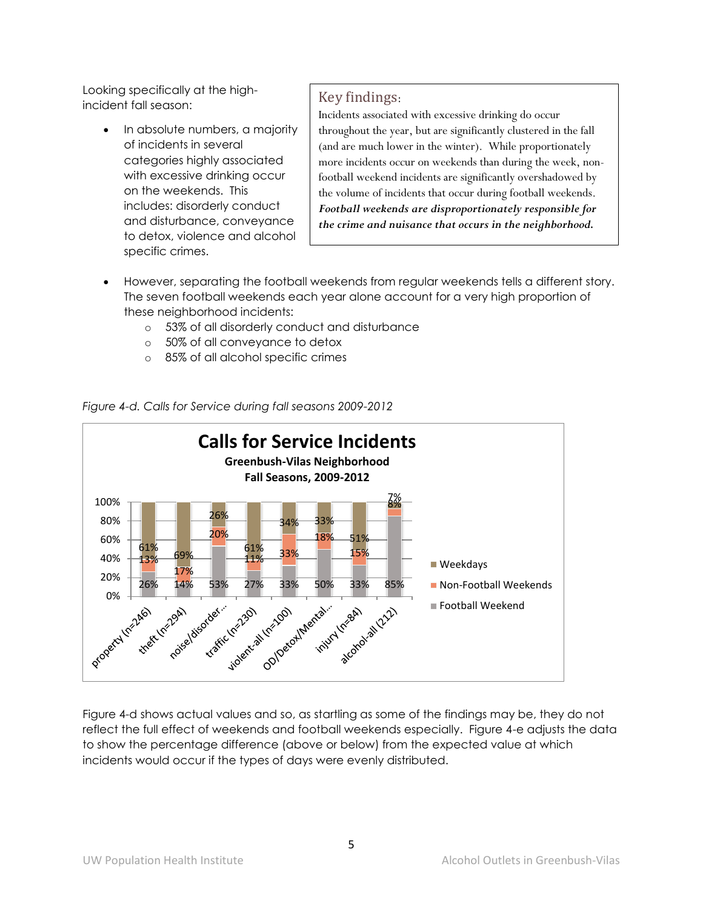Looking specifically at the high-incident fall season:

- In absolute numbers, a majority of incidents in several categories highly associated with excessive drinking occur on the weekends. This includes: disorderly conduct and disturbance, conveyance to detox, violence and alcohol specific crimes.

## Key findings:

Incidents associated with excessive drinking do occur throughout the year, but are significantly clustered in the fall (and are much lower in the winter). While proportionately more incidents occur on weekends than during the week, non-football weekend incidents are significantly overshadowed by the volume of incidents that occur during football weekends. ***Football weekends are disproportionately responsible for the crime and nuisance that occurs in the neighborhood.***

- However, separating the football weekends from regular weekends tells a different story. The seven football weekends each year alone account for a very high proportion of these neighborhood incidents:
  - 53% of all disorderly conduct and disturbance
  - 50% of all conveyance to detox
  - 85% of all alcohol specific crimes

*Figure 4-d. Calls for Service during fall seasons 2009-2012*

Calls for Service Incidents
Greenbush-Vilas Neighborhood
Fall Seasons, 2009-2012

100%
80%
60%
40%
20%
0%

property (n=246): 61%, 13%, 26%
theft (n=294): 69%, 17%, 14%
noise/disorder...: 26%, 20%, 53%
traffic (n=230): 61%, 11%, 27%
violent-all (n=100): 34%, 33%, 33%
OD/Detox/Mental...: 33%, 18%, 50%
injury (n=84): 51%, 15%, 33%
alcohol-all (212): 7%, 8%, 85%

Weekdays
Non-Football Weekends
Football Weekend

Figure 4-d shows actual values and so, as startling as some of the findings may be, they do not reflect the full effect of weekends and football weekends especially. Figure 4-e adjusts the data to show the percentage difference (above or below) from the expected value at which incidents would occur if the types of days were evenly distributed.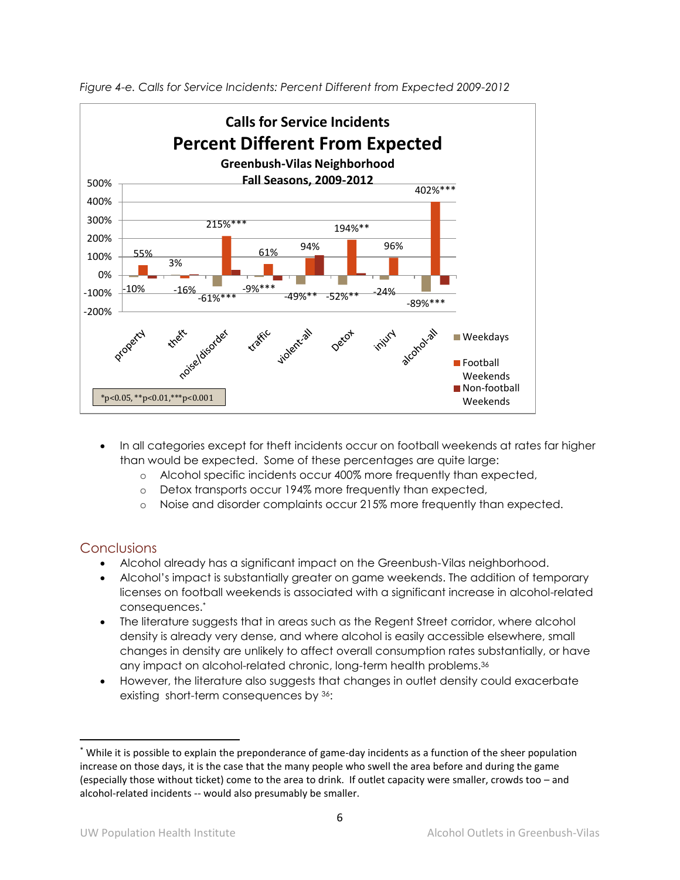*Figure 4-e. Calls for Service Incidents: Percent Different from Expected 2009-2012*

**Calls for Service Incidents**
**Percent Different From Expected**
**Greenbush-Vilas Neighborhood**
**Fall Seasons, 2009-2012**

| Category | Weekdays | Football Weekends |
|---|---|---|
| property | -10% | 55% |
| theft | -16% | 3% |
| noise/disorder | -61%*** | 215%*** |
| traffic | -9%*** | 61% |
| violent-all | -49%** | 94% |
| Detox | -52%** | 194%** |
| injury | -24% | 96% |
| alcohol-all | -89%*** | 402%*** |

Legend: Weekdays; Football Weekends; Non-football Weekends

*p<0.05, **p<0.01,***p<0.001

- In all categories except for theft incidents occur on football weekends at rates far higher than would be expected. Some of these percentages are quite large:
  - Alcohol specific incidents occur 400% more frequently than expected,
  - Detox transports occur 194% more frequently than expected,
  - Noise and disorder complaints occur 215% more frequently than expected.

## Conclusions

- Alcohol already has a significant impact on the Greenbush-Vilas neighborhood.
- Alcohol's impact is substantially greater on game weekends. The addition of temporary licenses on football weekends is associated with a significant increase in alcohol-related consequences.*
- The literature suggests that in areas such as the Regent Street corridor, where alcohol density is already very dense, and where alcohol is easily accessible elsewhere, small changes in density are unlikely to affect overall consumption rates substantially, or have any impact on alcohol-related chronic, long-term health problems.[36]
- However, the literature also suggests that changes in outlet density could exacerbate existing short-term consequences by [36]:

---

* While it is possible to explain the preponderance of game-day incidents as a function of the sheer population increase on those days, it is the case that the many people who swell the area before and during the game (especially those without ticket) come to the area to drink. If outlet capacity were smaller, crowds too – and alcohol-related incidents -- would also presumably be smaller.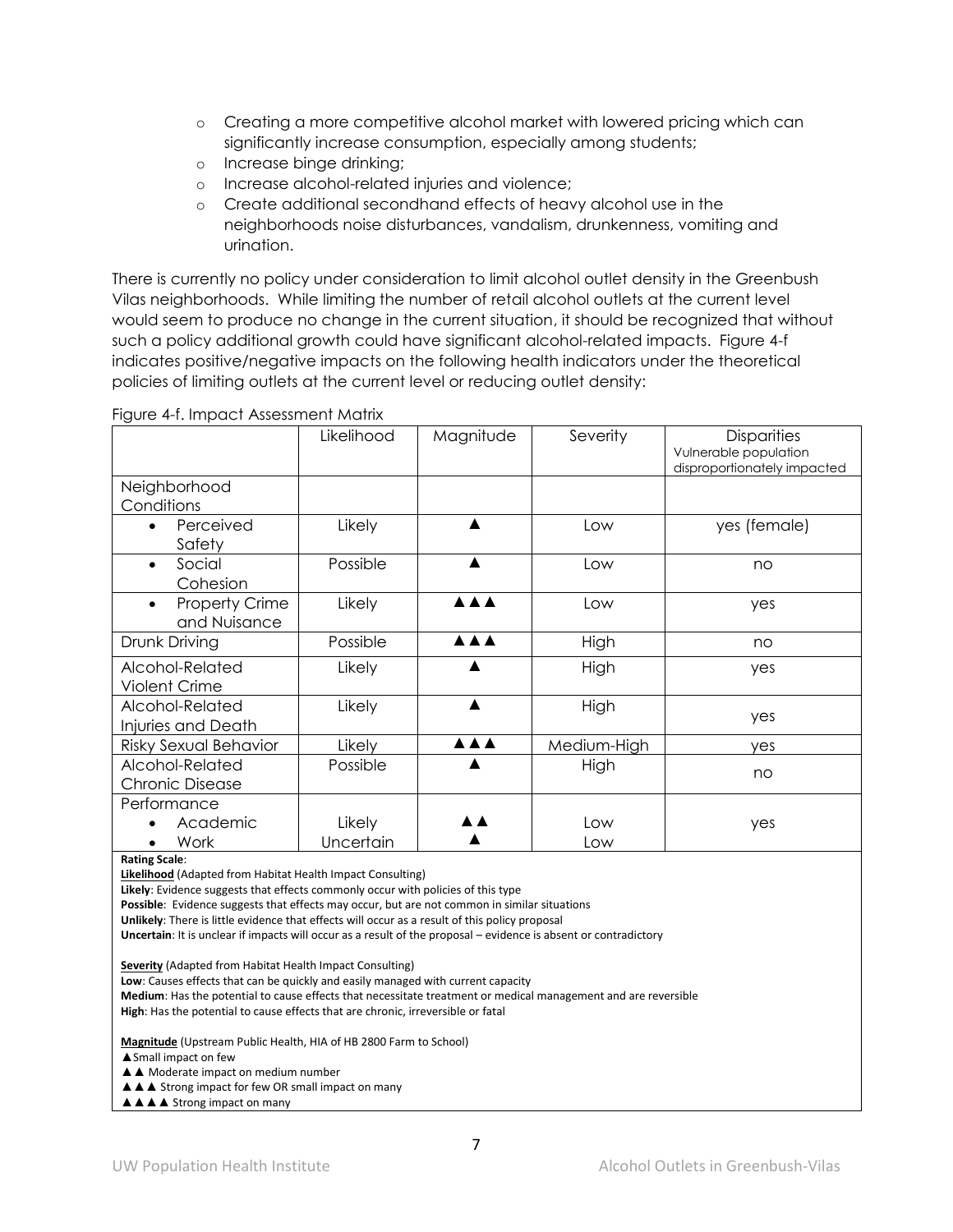- Creating a more competitive alcohol market with lowered pricing which can significantly increase consumption, especially among students;
- Increase binge drinking;
- Increase alcohol-related injuries and violence;
- Create additional secondhand effects of heavy alcohol use in the neighborhoods noise disturbances, vandalism, drunkenness, vomiting and urination.

There is currently no policy under consideration to limit alcohol outlet density in the Greenbush Vilas neighborhoods. While limiting the number of retail alcohol outlets at the current level would seem to produce no change in the current situation, it should be recognized that without such a policy additional growth could have significant alcohol-related impacts. Figure 4-f indicates positive/negative impacts on the following health indicators under the theoretical policies of limiting outlets at the current level or reducing outlet density:

Figure 4-f. Impact Assessment Matrix

| | Likelihood | Magnitude | Severity | Disparities<br>Vulnerable population disproportionately impacted |
|---|---|---|---|---|
| Neighborhood Conditions | | | | |
| • Perceived Safety | Likely | ▲ | Low | yes (female) |
| • Social Cohesion | Possible | ▲ | Low | no |
| • Property Crime and Nuisance | Likely | ▲▲▲ | Low | yes |
| Drunk Driving | Possible | ▲▲▲ | High | no |
| Alcohol-Related Violent Crime | Likely | ▲ | High | yes |
| Alcohol-Related Injuries and Death | Likely | ▲ | High | yes |
| Risky Sexual Behavior | Likely | ▲▲▲ | Medium-High | yes |
| Alcohol-Related Chronic Disease | Possible | ▲ | High | no |
| Performance<br>• Academic<br>• Work | Likely<br>Uncertain | ▲▲<br>▲ | Low<br>Low | yes |

**Rating Scale**:

**Likelihood** (Adapted from Habitat Health Impact Consulting)
**Likely**: Evidence suggests that effects commonly occur with policies of this type
**Possible**: Evidence suggests that effects may occur, but are not common in similar situations
**Unlikely**: There is little evidence that effects will occur as a result of this policy proposal
**Uncertain**: It is unclear if impacts will occur as a result of the proposal – evidence is absent or contradictory

**Severity** (Adapted from Habitat Health Impact Consulting)
**Low**: Causes effects that can be quickly and easily managed with current capacity
**Medium**: Has the potential to cause effects that necessitate treatment or medical management and are reversible
**High**: Has the potential to cause effects that are chronic, irreversible or fatal

**Magnitude** (Upstream Public Health, HIA of HB 2800 Farm to School)
▲ Small impact on few
▲▲ Moderate impact on medium number
▲▲▲ Strong impact for few OR small impact on many
▲▲▲▲ Strong impact on many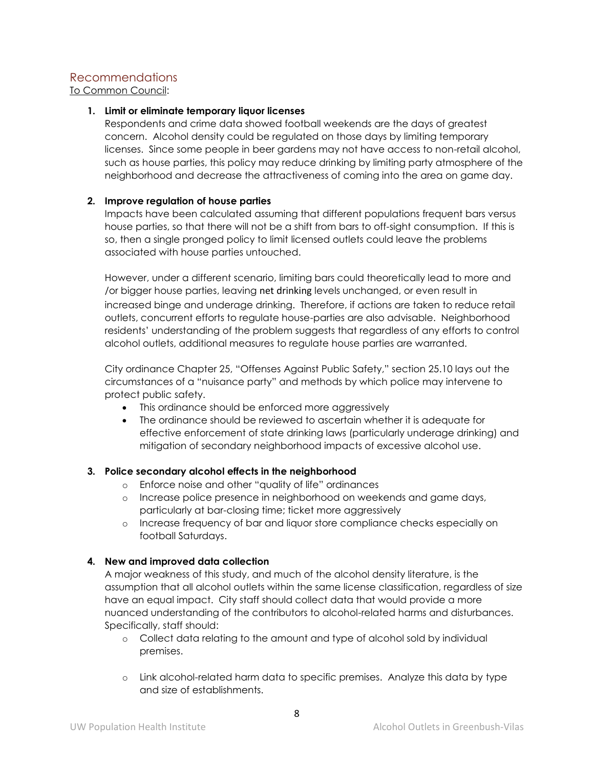## Recommendations

To Common Council:

1. **Limit or eliminate temporary liquor licenses**
   Respondents and crime data showed football weekends are the days of greatest concern. Alcohol density could be regulated on those days by limiting temporary licenses. Since some people in beer gardens may not have access to non-retail alcohol, such as house parties, this policy may reduce drinking by limiting party atmosphere of the neighborhood and decrease the attractiveness of coming into the area on game day.

2. **Improve regulation of house parties**
   Impacts have been calculated assuming that different populations frequent bars versus house parties, so that there will not be a shift from bars to off-sight consumption. If this is so, then a single pronged policy to limit licensed outlets could leave the problems associated with house parties untouched.

   However, under a different scenario, limiting bars could theoretically lead to more and /or bigger house parties, leaving net drinking levels unchanged, or even result in increased binge and underage drinking. Therefore, if actions are taken to reduce retail outlets, concurrent efforts to regulate house-parties are also advisable. Neighborhood residents' understanding of the problem suggests that regardless of any efforts to control alcohol outlets, additional measures to regulate house parties are warranted.

   City ordinance Chapter 25, "Offenses Against Public Safety," section 25.10 lays out the circumstances of a "nuisance party" and methods by which police may intervene to protect public safety.

   - This ordinance should be enforced more aggressively
   - The ordinance should be reviewed to ascertain whether it is adequate for effective enforcement of state drinking laws (particularly underage drinking) and mitigation of secondary neighborhood impacts of excessive alcohol use.

3. **Police secondary alcohol effects in the neighborhood**
   - Enforce noise and other "quality of life" ordinances
   - Increase police presence in neighborhood on weekends and game days, particularly at bar-closing time; ticket more aggressively
   - Increase frequency of bar and liquor store compliance checks especially on football Saturdays.

4. **New and improved data collection**
   A major weakness of this study, and much of the alcohol density literature, is the assumption that all alcohol outlets within the same license classification, regardless of size have an equal impact. City staff should collect data that would provide a more nuanced understanding of the contributors to alcohol-related harms and disturbances. Specifically, staff should:
   - Collect data relating to the amount and type of alcohol sold by individual premises.
   - Link alcohol-related harm data to specific premises. Analyze this data by type and size of establishments.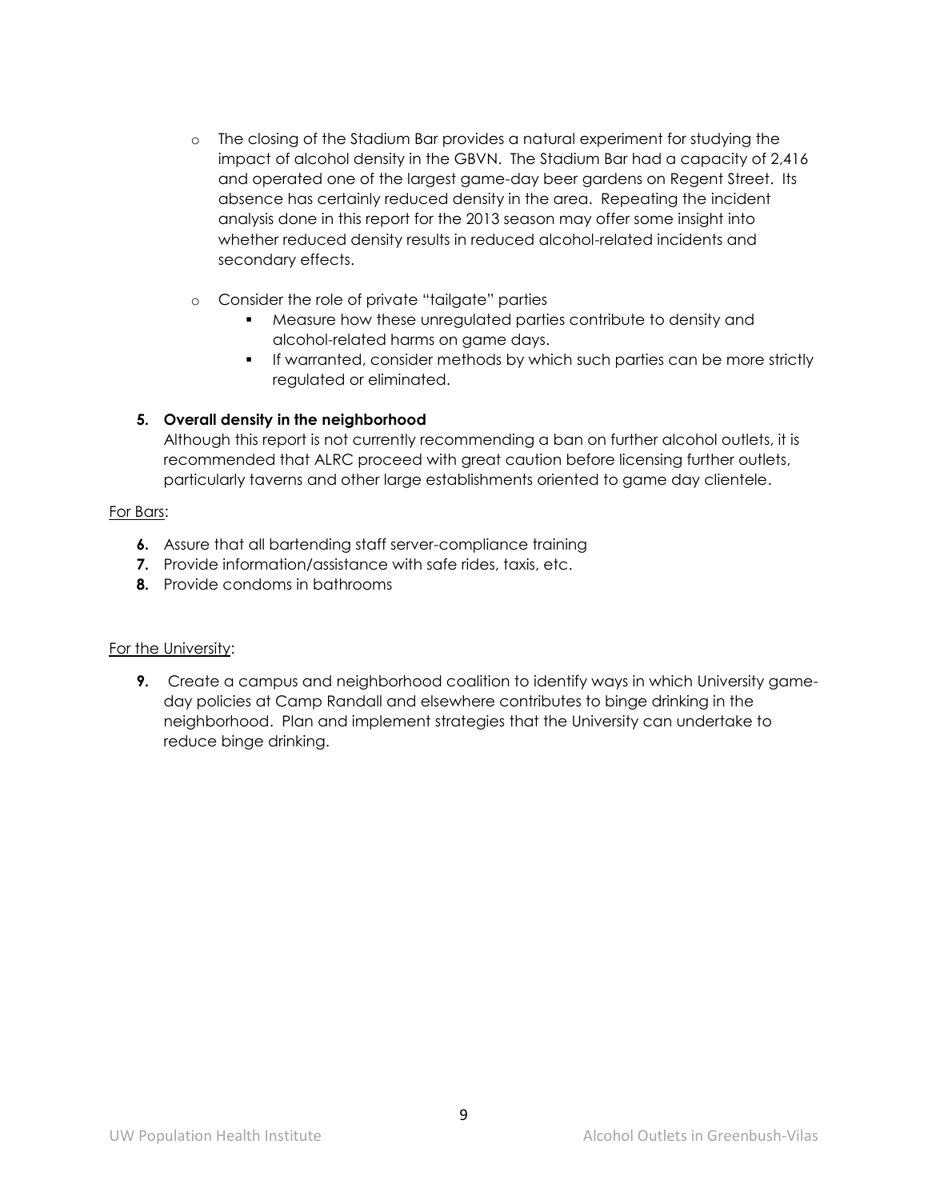- The closing of the Stadium Bar provides a natural experiment for studying the impact of alcohol density in the GBVN. The Stadium Bar had a capacity of 2,416 and operated one of the largest game-day beer gardens on Regent Street. Its absence has certainly reduced density in the area. Repeating the incident analysis done in this report for the 2013 season may offer some insight into whether reduced density results in reduced alcohol-related incidents and secondary effects.

- Consider the role of private "tailgate" parties
  - Measure how these unregulated parties contribute to density and alcohol-related harms on game days.
  - If warranted, consider methods by which such parties can be more strictly regulated or eliminated.

**5. Overall density in the neighborhood**

Although this report is not currently recommending a ban on further alcohol outlets, it is recommended that ALRC proceed with great caution before licensing further outlets, particularly taverns and other large establishments oriented to game day clientele.

For Bars:

**6.** Assure that all bartending staff server-compliance training
**7.** Provide information/assistance with safe rides, taxis, etc.
**8.** Provide condoms in bathrooms

For the University:

**9.** Create a campus and neighborhood coalition to identify ways in which University game-day policies at Camp Randall and elsewhere contributes to binge drinking in the neighborhood. Plan and implement strategies that the University can undertake to reduce binge drinking.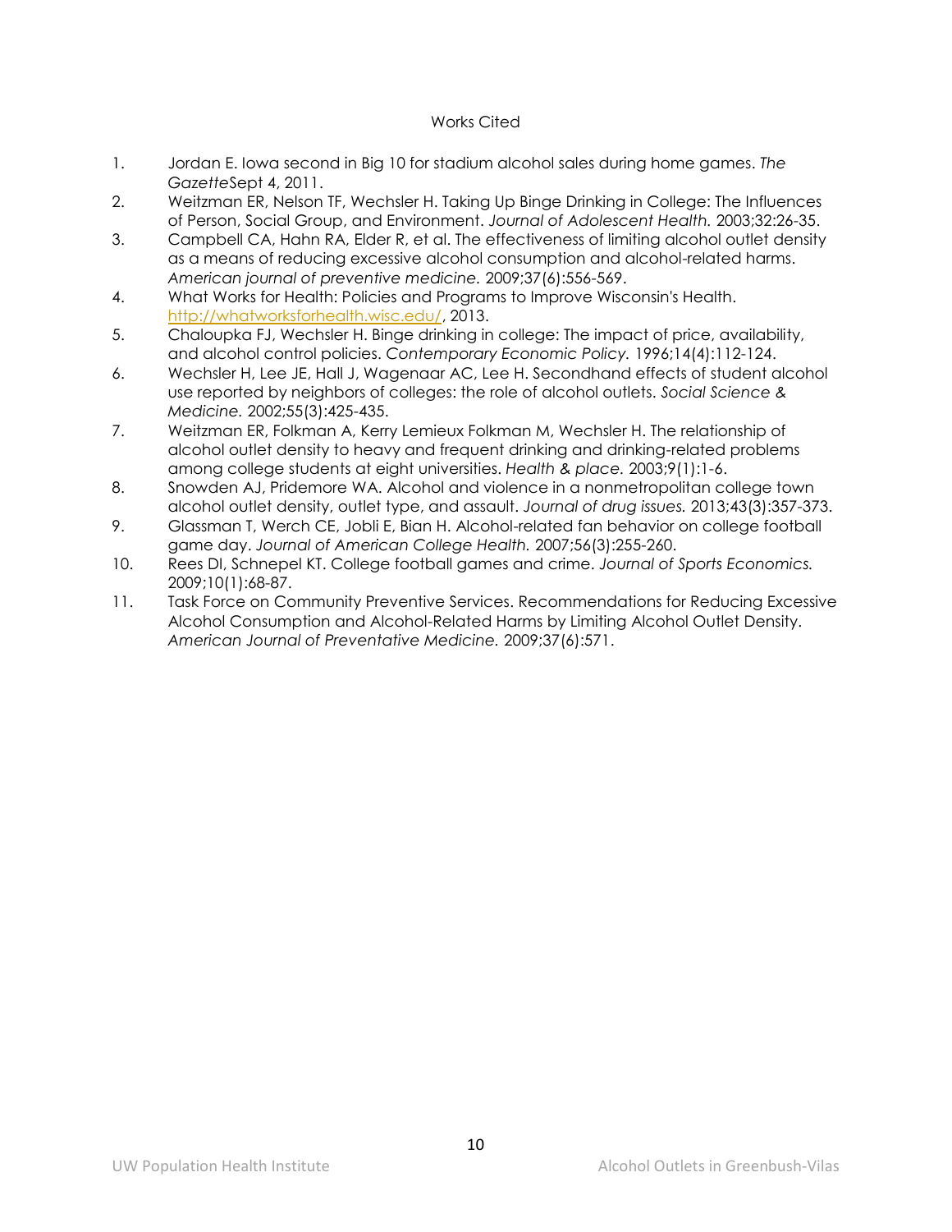## Works Cited

1. Jordan E. Iowa second in Big 10 for stadium alcohol sales during home games. *The Gazette*Sept 4, 2011.
2. Weitzman ER, Nelson TF, Wechsler H. Taking Up Binge Drinking in College: The Influences of Person, Social Group, and Environment. *Journal of Adolescent Health.* 2003;32:26-35.
3. Campbell CA, Hahn RA, Elder R, et al. The effectiveness of limiting alcohol outlet density as a means of reducing excessive alcohol consumption and alcohol-related harms. *American journal of preventive medicine.* 2009;37(6):556-569.
4. What Works for Health: Policies and Programs to Improve Wisconsin's Health. http://whatworksforhealth.wisc.edu/, 2013.
5. Chaloupka FJ, Wechsler H. Binge drinking in college: The impact of price, availability, and alcohol control policies. *Contemporary Economic Policy.* 1996;14(4):112-124.
6. Wechsler H, Lee JE, Hall J, Wagenaar AC, Lee H. Secondhand effects of student alcohol use reported by neighbors of colleges: the role of alcohol outlets. *Social Science & Medicine.* 2002;55(3):425-435.
7. Weitzman ER, Folkman A, Kerry Lemieux Folkman M, Wechsler H. The relationship of alcohol outlet density to heavy and frequent drinking and drinking-related problems among college students at eight universities. *Health & place.* 2003;9(1):1-6.
8. Snowden AJ, Pridemore WA. Alcohol and violence in a nonmetropolitan college town alcohol outlet density, outlet type, and assault. *Journal of drug issues.* 2013;43(3):357-373.
9. Glassman T, Werch CE, Jobli E, Bian H. Alcohol-related fan behavior on college football game day. *Journal of American College Health.* 2007;56(3):255-260.
10. Rees DI, Schnepel KT. College football games and crime. *Journal of Sports Economics.* 2009;10(1):68-87.
11. Task Force on Community Preventive Services. Recommendations for Reducing Excessive Alcohol Consumption and Alcohol-Related Harms by Limiting Alcohol Outlet Density. *American Journal of Preventative Medicine.* 2009;37(6):571.